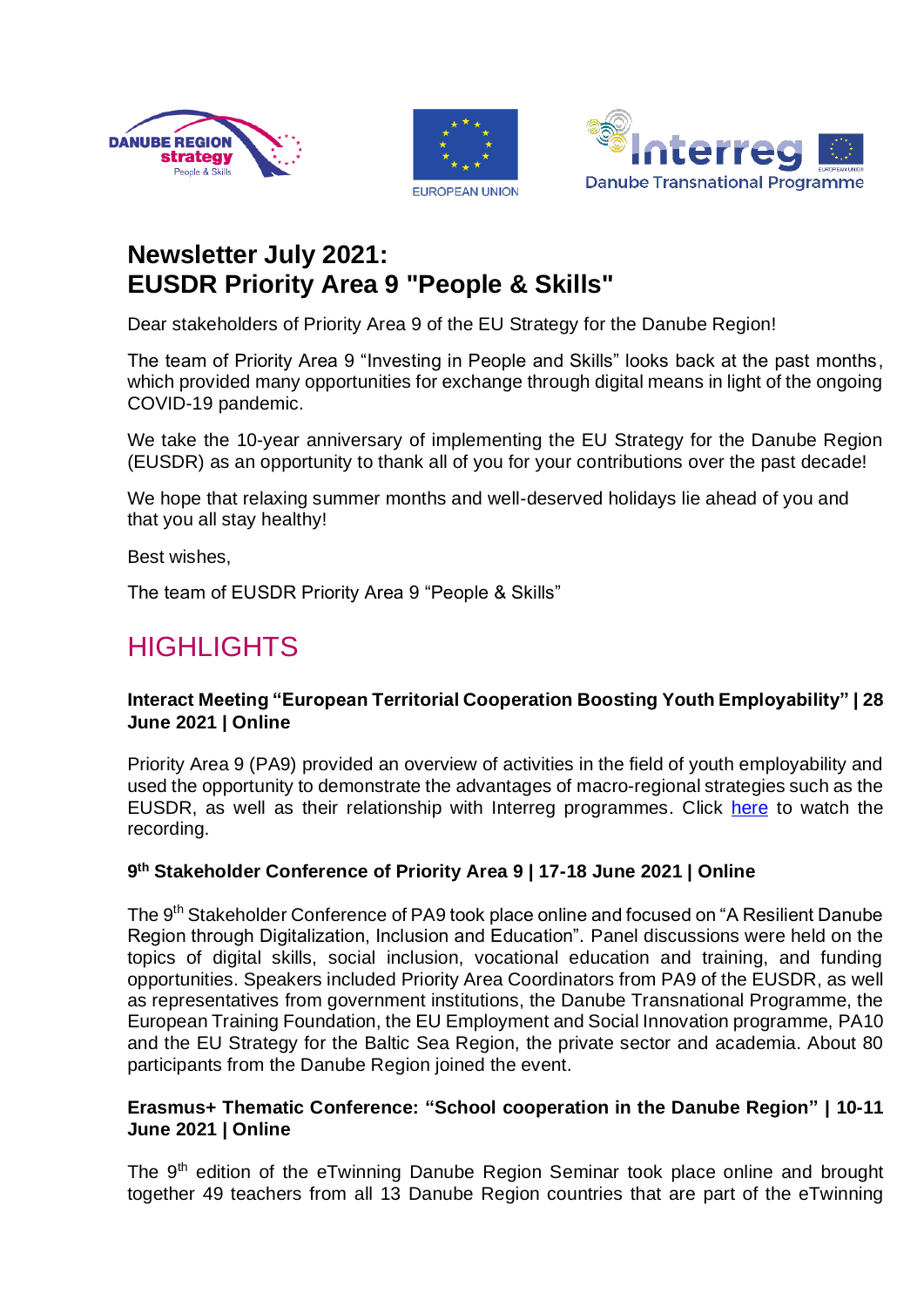# Newsletter July 2021:
# EUSDR Priority Area 9 "People & Skills"

Dear stakeholders of Priority Area 9 of the EU Strategy for the Danube Region!

The team of Priority Area 9 "Investing in People and Skills" looks back at the past months, which provided many opportunities for exchange through digital means in light of the ongoing COVID-19 pandemic.

We take the 10-year anniversary of implementing the EU Strategy for the Danube Region (EUSDR) as an opportunity to thank all of you for your contributions over the past decade!

We hope that relaxing summer months and well-deserved holidays lie ahead of you and that you all stay healthy!

Best wishes,

The team of EUSDR Priority Area 9 "People & Skills"

## HIGHLIGHTS

**Interact Meeting "European Territorial Cooperation Boosting Youth Employability" | 28 June 2021 | Online**

Priority Area 9 (PA9) provided an overview of activities in the field of youth employability and used the opportunity to demonstrate the advantages of macro-regional strategies such as the EUSDR, as well as their relationship with Interreg programmes. Click here to watch the recording.

**9th Stakeholder Conference of Priority Area 9 | 17-18 June 2021 | Online**

The 9th Stakeholder Conference of PA9 took place online and focused on "A Resilient Danube Region through Digitalization, Inclusion and Education". Panel discussions were held on the topics of digital skills, social inclusion, vocational education and training, and funding opportunities. Speakers included Priority Area Coordinators from PA9 of the EUSDR, as well as representatives from government institutions, the Danube Transnational Programme, the European Training Foundation, the EU Employment and Social Innovation programme, PA10 and the EU Strategy for the Baltic Sea Region, the private sector and academia. About 80 participants from the Danube Region joined the event.

**Erasmus+ Thematic Conference: "School cooperation in the Danube Region" | 10-11 June 2021 | Online**

The 9th edition of the eTwinning Danube Region Seminar took place online and brought together 49 teachers from all 13 Danube Region countries that are part of the eTwinning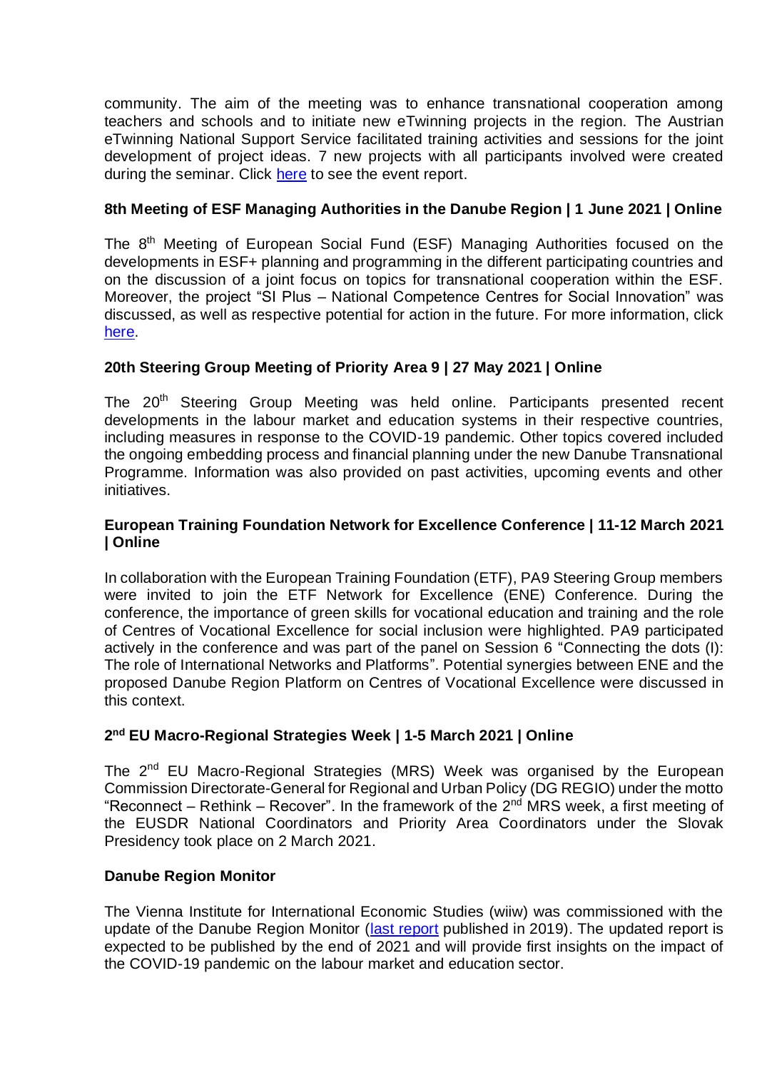community. The aim of the meeting was to enhance transnational cooperation among teachers and schools and to initiate new eTwinning projects in the region. The Austrian eTwinning National Support Service facilitated training activities and sessions for the joint development of project ideas. 7 new projects with all participants involved were created during the seminar. Click here to see the event report.

### 8th Meeting of ESF Managing Authorities in the Danube Region | 1 June 2021 | Online

The 8th Meeting of European Social Fund (ESF) Managing Authorities focused on the developments in ESF+ planning and programming in the different participating countries and on the discussion of a joint focus on topics for transnational cooperation within the ESF. Moreover, the project "SI Plus – National Competence Centres for Social Innovation" was discussed, as well as respective potential for action in the future. For more information, click here.

### 20th Steering Group Meeting of Priority Area 9 | 27 May 2021 | Online

The 20th Steering Group Meeting was held online. Participants presented recent developments in the labour market and education systems in their respective countries, including measures in response to the COVID-19 pandemic. Other topics covered included the ongoing embedding process and financial planning under the new Danube Transnational Programme. Information was also provided on past activities, upcoming events and other initiatives.

### European Training Foundation Network for Excellence Conference | 11-12 March 2021 | Online

In collaboration with the European Training Foundation (ETF), PA9 Steering Group members were invited to join the ETF Network for Excellence (ENE) Conference. During the conference, the importance of green skills for vocational education and training and the role of Centres of Vocational Excellence for social inclusion were highlighted. PA9 participated actively in the conference and was part of the panel on Session 6 "Connecting the dots (I): The role of International Networks and Platforms". Potential synergies between ENE and the proposed Danube Region Platform on Centres of Vocational Excellence were discussed in this context.

### 2nd EU Macro-Regional Strategies Week | 1-5 March 2021 | Online

The 2nd EU Macro-Regional Strategies (MRS) Week was organised by the European Commission Directorate-General for Regional and Urban Policy (DG REGIO) under the motto "Reconnect – Rethink – Recover". In the framework of the 2nd MRS week, a first meeting of the EUSDR National Coordinators and Priority Area Coordinators under the Slovak Presidency took place on 2 March 2021.

### Danube Region Monitor

The Vienna Institute for International Economic Studies (wiiw) was commissioned with the update of the Danube Region Monitor (last report published in 2019). The updated report is expected to be published by the end of 2021 and will provide first insights on the impact of the COVID-19 pandemic on the labour market and education sector.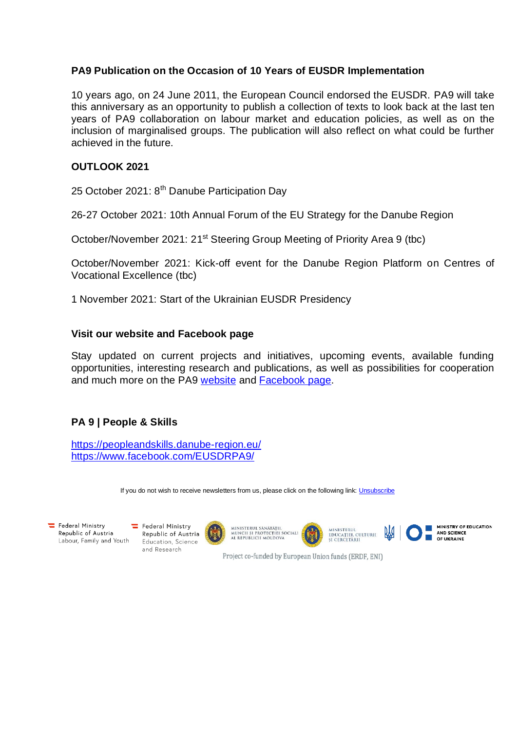**PA9 Publication on the Occasion of 10 Years of EUSDR Implementation**

10 years ago, on 24 June 2011, the European Council endorsed the EUSDR. PA9 will take this anniversary as an opportunity to publish a collection of texts to look back at the last ten years of PA9 collaboration on labour market and education policies, as well as on the inclusion of marginalised groups. The publication will also reflect on what could be further achieved in the future.

**OUTLOOK 2021**

25 October 2021: 8th Danube Participation Day

26-27 October 2021: 10th Annual Forum of the EU Strategy for the Danube Region

October/November 2021: 21st Steering Group Meeting of Priority Area 9 (tbc)

October/November 2021: Kick-off event for the Danube Region Platform on Centres of Vocational Excellence (tbc)

1 November 2021: Start of the Ukrainian EUSDR Presidency

**Visit our website and Facebook page**

Stay updated on current projects and initiatives, upcoming events, available funding opportunities, interesting research and publications, as well as possibilities for cooperation and much more on the PA9 website and Facebook page.

**PA 9 | People & Skills**

https://peopleandskills.danube-region.eu/
https://www.facebook.com/EUSDRPA9/

If you do not wish to receive newsletters from us, please click on the following link: Unsubscribe

Federal Ministry Republic of Austria Labour, Family and Youth

Federal Ministry Republic of Austria Education, Science and Research

MINISTERUL SĂNĂTĂȚII, MUNCII ȘI PROTECȚIEI SOCIALE AL REPUBLICII MOLDOVA

MINISTERUL EDUCAȚIEI, CULTURII ȘI CERCETĂRII

MINISTRY OF EDUCATION AND SCIENCE OF UKRAINE

Project co-funded by European Union funds (ERDF, ENI)